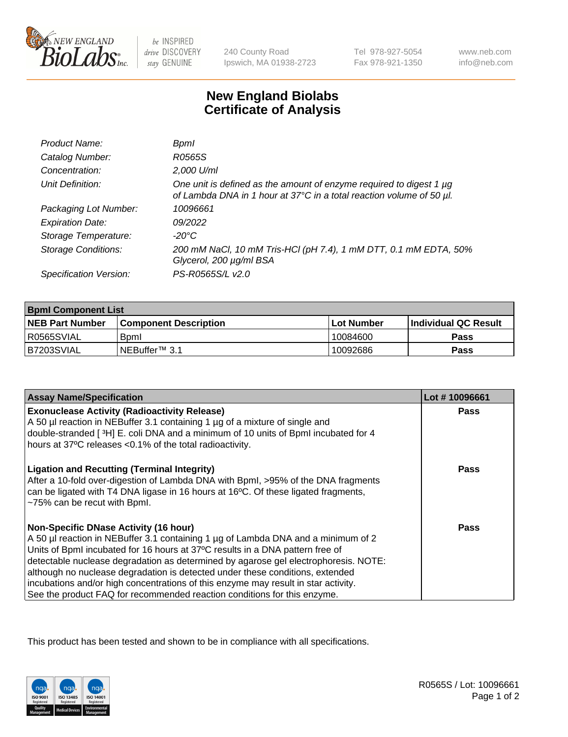240 County Road
Ipswich, MA 01938-2723

Tel 978-927-5054
Fax 978-921-1350

www.neb.com
info@neb.com

# New England Biolabs
# Certificate of Analysis

| | |
|---|---|
| *Product Name:* | *BpmI* |
| *Catalog Number:* | *R0565S* |
| *Concentration:* | *2,000 U/ml* |
| *Unit Definition:* | *One unit is defined as the amount of enzyme required to digest 1 µg of Lambda DNA in 1 hour at 37°C in a total reaction volume of 50 µl.* |
| *Packaging Lot Number:* | *10096661* |
| *Expiration Date:* | *09/2022* |
| *Storage Temperature:* | *-20°C* |
| *Storage Conditions:* | *200 mM NaCl, 10 mM Tris-HCl (pH 7.4), 1 mM DTT, 0.1 mM EDTA, 50% Glycerol, 200 µg/ml BSA* |
| *Specification Version:* | *PS-R0565S/L v2.0* |

| **BpmI Component List** | | | |
|---|---|---|---|
| **NEB Part Number** | **Component Description** | **Lot Number** | **Individual QC Result** |
| R0565SVIAL | BpmI | 10084600 | **Pass** |
| B7203SVIAL | NEBuffer™ 3.1 | 10092686 | **Pass** |

| **Assay Name/Specification** | **Lot # 10096661** |
|---|---|
| **Exonuclease Activity (Radioactivity Release)**<br>A 50 µl reaction in NEBuffer 3.1 containing 1 µg of a mixture of single and double-stranded [ $^{3}$H] E. coli DNA and a minimum of 10 units of BpmI incubated for 4 hours at 37ºC releases <0.1% of the total radioactivity. | **Pass** |
| **Ligation and Recutting (Terminal Integrity)**<br>After a 10-fold over-digestion of Lambda DNA with BpmI, >95% of the DNA fragments can be ligated with T4 DNA ligase in 16 hours at 16ºC. Of these ligated fragments, ~75% can be recut with BpmI. | **Pass** |
| **Non-Specific DNase Activity (16 hour)**<br>A 50 µl reaction in NEBuffer 3.1 containing 1 µg of Lambda DNA and a minimum of 2 Units of BpmI incubated for 16 hours at 37ºC results in a DNA pattern free of detectable nuclease degradation as determined by agarose gel electrophoresis. NOTE: although no nuclease degradation is detected under these conditions, extended incubations and/or high concentrations of this enzyme may result in star activity. See the product FAQ for recommended reaction conditions for this enzyme. | **Pass** |

This product has been tested and shown to be in compliance with all specifications.

R0565S / Lot: 10096661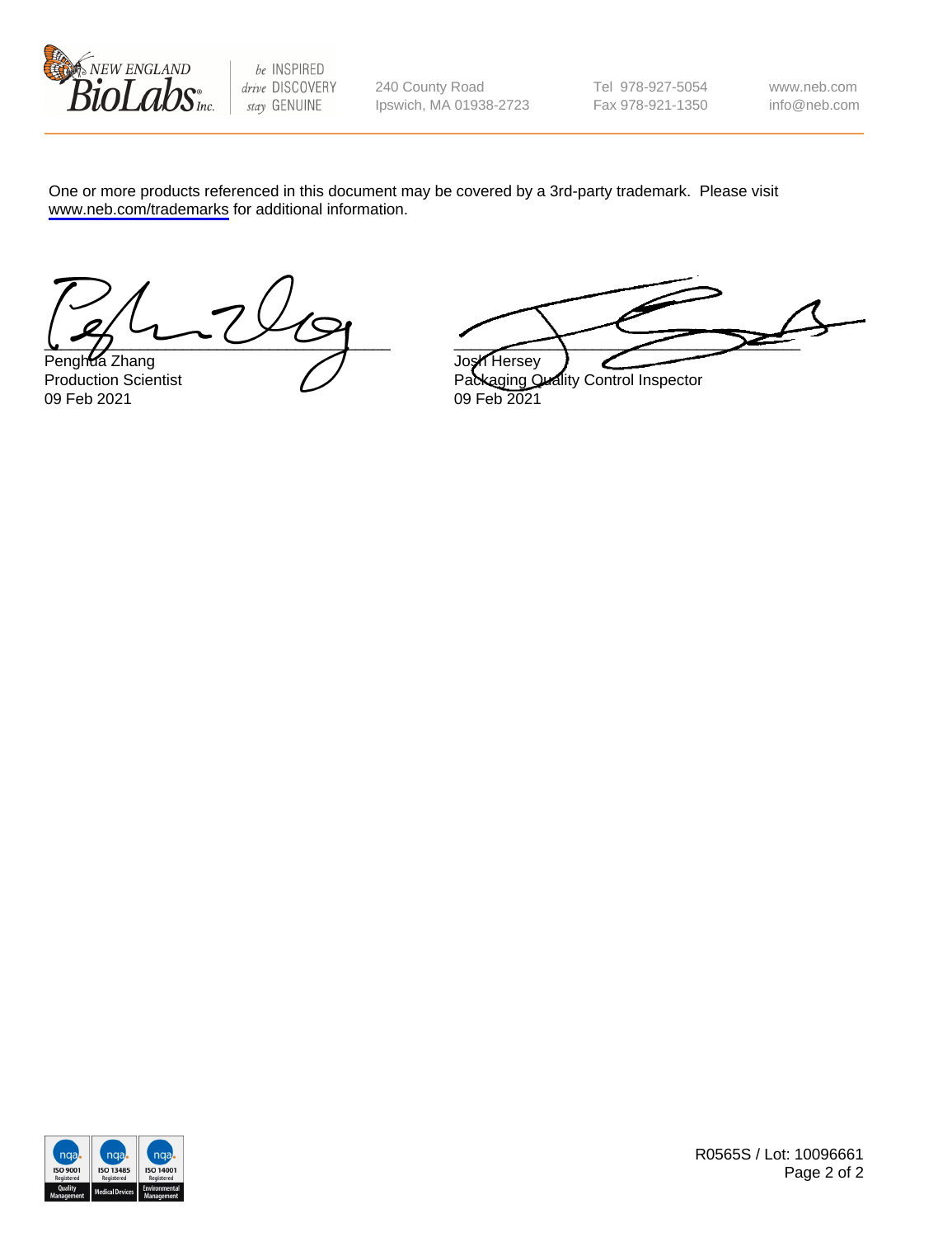One or more products referenced in this document may be covered by a 3rd-party trademark. Please visit www.neb.com/trademarks for additional information.

Penghua Zhang
Production Scientist
09 Feb 2021

Josh Hersey
Packaging Quality Control Inspector
09 Feb 2021

R0565S / Lot: 10096661